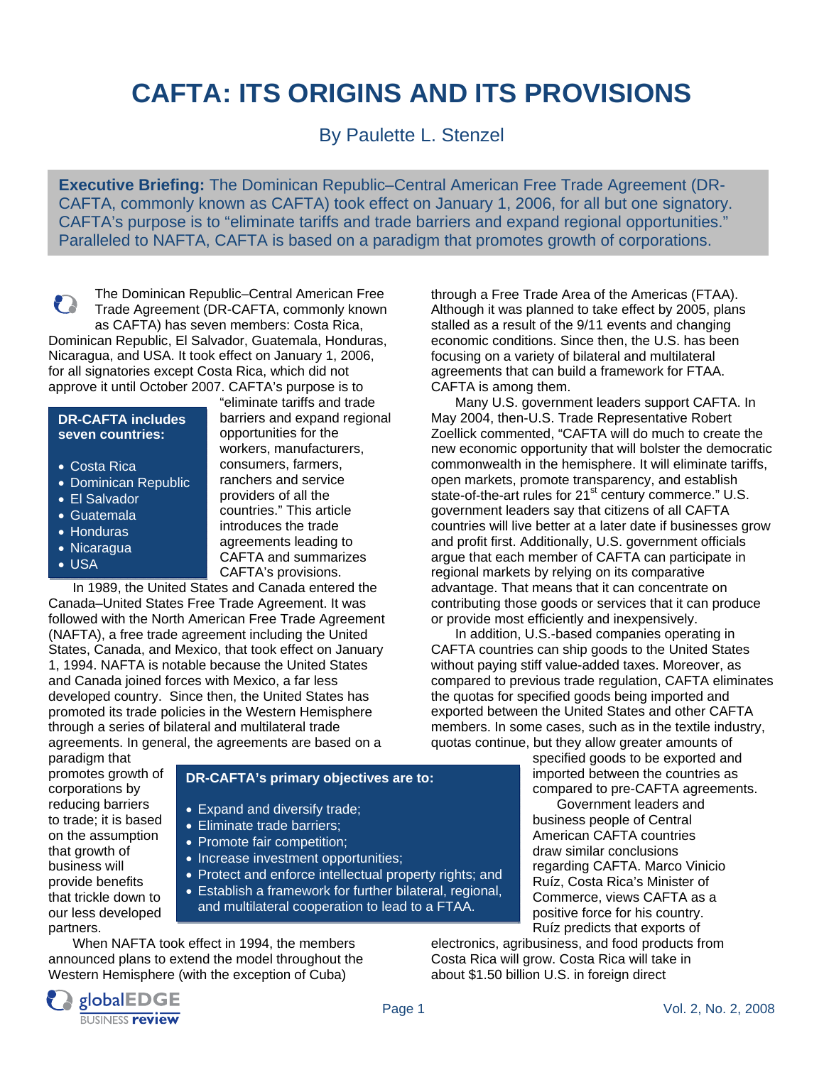# CAFTA: ITS ORIGINS AND ITS PROVISIONS

By Paulette L. Stenzel

**Executive Briefing:** The Dominican Republic–Central American Free Trade Agreement (DR-CAFTA, commonly known as CAFTA) took effect on January 1, 2006, for all but one signatory. CAFTA's purpose is to "eliminate tariffs and trade barriers and expand regional opportunities." Paralleled to NAFTA, CAFTA is based on a paradigm that promotes growth of corporations.

The Dominican Republic–Central American Free Trade Agreement (DR-CAFTA, commonly known as CAFTA) has seven members: Costa Rica, Dominican Republic, El Salvador, Guatemala, Honduras, Nicaragua, and USA. It took effect on January 1, 2006, for all signatories except Costa Rica, which did not approve it until October 2007. CAFTA's purpose is to "eliminate tariffs and trade barriers and expand regional opportunities for the workers, manufacturers, consumers, farmers, ranchers and service providers of all the countries." This article introduces the trade agreements leading to CAFTA and summarizes CAFTA's provisions.

**DR-CAFTA includes seven countries:**

- Costa Rica
- Dominican Republic
- El Salvador
- Guatemala
- Honduras
- Nicaragua
- USA

In 1989, the United States and Canada entered the Canada–United States Free Trade Agreement. It was followed with the North American Free Trade Agreement (NAFTA), a free trade agreement including the United States, Canada, and Mexico, that took effect on January 1, 1994. NAFTA is notable because the United States and Canada joined forces with Mexico, a far less developed country. Since then, the United States has promoted its trade policies in the Western Hemisphere through a series of bilateral and multilateral trade agreements. In general, the agreements are based on a paradigm that promotes growth of corporations by reducing barriers to trade; it is based on the assumption that growth of business will provide benefits that trickle down to our less developed partners.

**DR-CAFTA's primary objectives are to:**

- Expand and diversify trade;
- Eliminate trade barriers;
- Promote fair competition;
- Increase investment opportunities;
- Protect and enforce intellectual property rights; and
- Establish a framework for further bilateral, regional, and multilateral cooperation to lead to a FTAA.

When NAFTA took effect in 1994, the members announced plans to extend the model throughout the Western Hemisphere (with the exception of Cuba) through a Free Trade Area of the Americas (FTAA). Although it was planned to take effect by 2005, plans stalled as a result of the 9/11 events and changing economic conditions. Since then, the U.S. has been focusing on a variety of bilateral and multilateral agreements that can build a framework for FTAA. CAFTA is among them.

Many U.S. government leaders support CAFTA. In May 2004, then-U.S. Trade Representative Robert Zoellick commented, "CAFTA will do much to create the new economic opportunity that will bolster the democratic commonwealth in the hemisphere. It will eliminate tariffs, open markets, promote transparency, and establish state-of-the-art rules for 21st century commerce." U.S. government leaders say that citizens of all CAFTA countries will live better at a later date if businesses grow and profit first. Additionally, U.S. government officials argue that each member of CAFTA can participate in regional markets by relying on its comparative advantage. That means that it can concentrate on contributing those goods or services that it can produce or provide most efficiently and inexpensively.

In addition, U.S.-based companies operating in CAFTA countries can ship goods to the United States without paying stiff value-added taxes. Moreover, as compared to previous trade regulation, CAFTA eliminates the quotas for specified goods being imported and exported between the United States and other CAFTA members. In some cases, such as in the textile industry, quotas continue, but they allow greater amounts of specified goods to be exported and imported between the countries as compared to pre-CAFTA agreements.

Government leaders and business people of Central American CAFTA countries draw similar conclusions regarding CAFTA. Marco Vinicio Ruíz, Costa Rica's Minister of Commerce, views CAFTA as a positive force for his country. Ruíz predicts that exports of electronics, agribusiness, and food products from Costa Rica will grow. Costa Rica will take in about $1.50 billion U.S. in foreign direct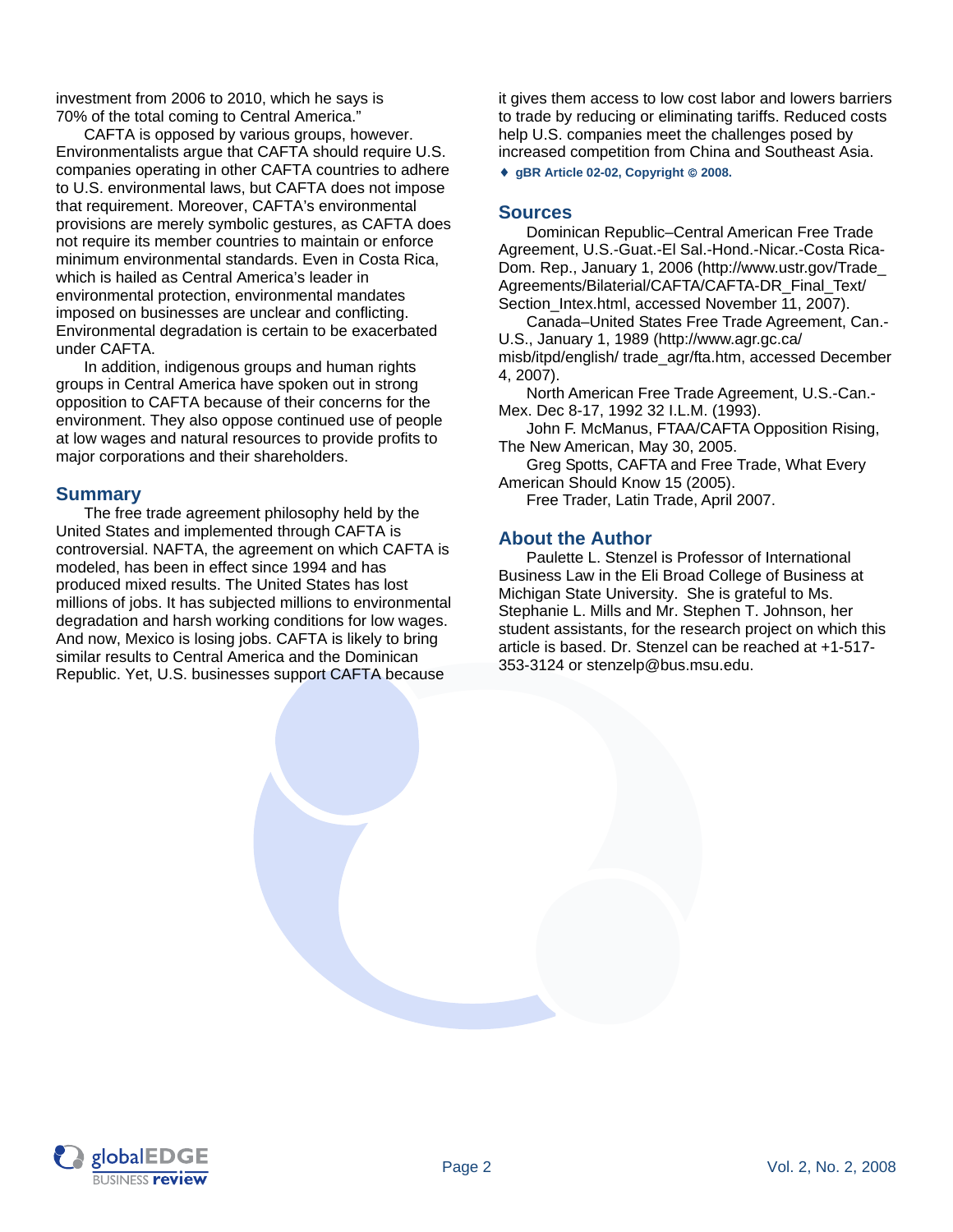investment from 2006 to 2010, which he says is 70% of the total coming to Central America."

CAFTA is opposed by various groups, however. Environmentalists argue that CAFTA should require U.S. companies operating in other CAFTA countries to adhere to U.S. environmental laws, but CAFTA does not impose that requirement. Moreover, CAFTA's environmental provisions are merely symbolic gestures, as CAFTA does not require its member countries to maintain or enforce minimum environmental standards. Even in Costa Rica, which is hailed as Central America's leader in environmental protection, environmental mandates imposed on businesses are unclear and conflicting. Environmental degradation is certain to be exacerbated under CAFTA.

In addition, indigenous groups and human rights groups in Central America have spoken out in strong opposition to CAFTA because of their concerns for the environment. They also oppose continued use of people at low wages and natural resources to provide profits to major corporations and their shareholders.

## Summary

The free trade agreement philosophy held by the United States and implemented through CAFTA is controversial. NAFTA, the agreement on which CAFTA is modeled, has been in effect since 1994 and has produced mixed results. The United States has lost millions of jobs. It has subjected millions to environmental degradation and harsh working conditions for low wages. And now, Mexico is losing jobs. CAFTA is likely to bring similar results to Central America and the Dominican Republic. Yet, U.S. businesses support CAFTA because it gives them access to low cost labor and lowers barriers to trade by reducing or eliminating tariffs. Reduced costs help U.S. companies meet the challenges posed by increased competition from China and Southeast Asia.

♦ **gBR Article 02-02, Copyright © 2008.**

## Sources

Dominican Republic–Central American Free Trade Agreement, U.S.-Guat.-El Sal.-Hond.-Nicar.-Costa Rica-Dom. Rep., January 1, 2006 (http://www.ustr.gov/Trade_Agreements/Bilateral/CAFTA/CAFTA-DR_Final_Text/Section_Intex.html, accessed November 11, 2007).

Canada–United States Free Trade Agreement, Can.-U.S., January 1, 1989 (http://www.agr.gc.ca/misb/itpd/english/ trade_agr/fta.htm, accessed December 4, 2007).

North American Free Trade Agreement, U.S.-Can.-Mex. Dec 8-17, 1992 32 I.L.M. (1993).

John F. McManus, FTAA/CAFTA Opposition Rising, The New American, May 30, 2005.

Greg Spotts, CAFTA and Free Trade, What Every American Should Know 15 (2005).

Free Trader, Latin Trade, April 2007.

## About the Author

Paulette L. Stenzel is Professor of International Business Law in the Eli Broad College of Business at Michigan State University. She is grateful to Ms. Stephanie L. Mills and Mr. Stephen T. Johnson, her student assistants, for the research project on which this article is based. Dr. Stenzel can be reached at +1-517-353-3124 or stenzelp@bus.msu.edu.